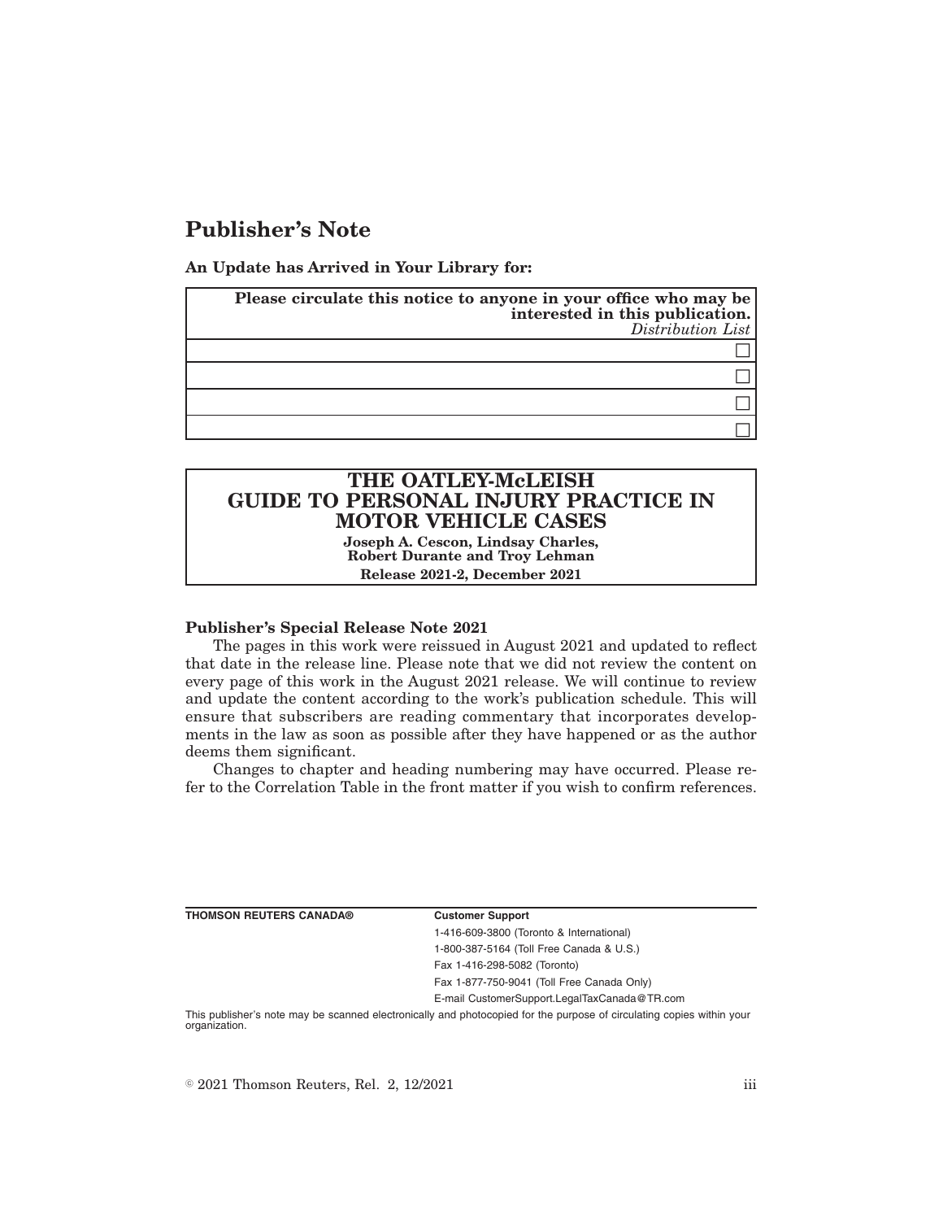# Publisher's Note

**An Update has Arrived in Your Library for:**

| **Please circulate this notice to anyone in your office who may be interested in this publication.** *Distribution List* |
| --- |
| ☐ |
| ☐ |
| ☐ |
| ☐ |

| **THE OATLEY-McLEISH GUIDE TO PERSONAL INJURY PRACTICE IN MOTOR VEHICLE CASES** |
| --- |
| **Joseph A. Cescon, Lindsay Charles, Robert Durante and Troy Lehman** |
| **Release 2021-2, December 2021** |

**Publisher's Special Release Note 2021**

The pages in this work were reissued in August 2021 and updated to reflect that date in the release line. Please note that we did not review the content on every page of this work in the August 2021 release. We will continue to review and update the content according to the work's publication schedule. This will ensure that subscribers are reading commentary that incorporates developments in the law as soon as possible after they have happened or as the author deems them significant.

Changes to chapter and heading numbering may have occurred. Please refer to the Correlation Table in the front matter if you wish to confirm references.

| **THOMSON REUTERS CANADA®** | **Customer Support** |
| --- | --- |
| | 1-416-609-3800 (Toronto & International) |
| | 1-800-387-5164 (Toll Free Canada & U.S.) |
| | Fax 1-416-298-5082 (Toronto) |
| | Fax 1-877-750-9041 (Toll Free Canada Only) |
| | E-mail CustomerSupport.LegalTaxCanada@TR.com |

This publisher's note may be scanned electronically and photocopied for the purpose of circulating copies within your organization.

© 2021 Thomson Reuters, Rel. 2, 12/2021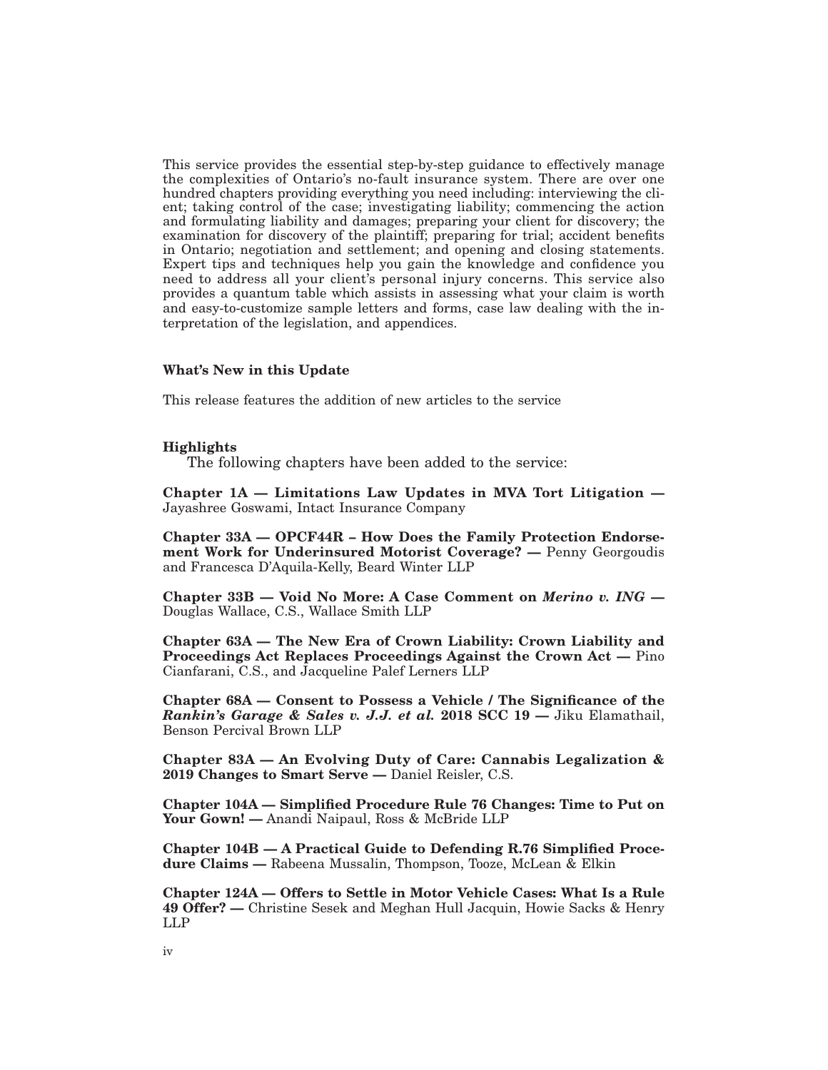This service provides the essential step-by-step guidance to effectively manage the complexities of Ontario's no-fault insurance system. There are over one hundred chapters providing everything you need including: interviewing the client; taking control of the case; investigating liability; commencing the action and formulating liability and damages; preparing your client for discovery; the examination for discovery of the plaintiff; preparing for trial; accident benefits in Ontario; negotiation and settlement; and opening and closing statements. Expert tips and techniques help you gain the knowledge and confidence you need to address all your client's personal injury concerns. This service also provides a quantum table which assists in assessing what your claim is worth and easy-to-customize sample letters and forms, case law dealing with the interpretation of the legislation, and appendices.

**What's New in this Update**

This release features the addition of new articles to the service

**Highlights**

The following chapters have been added to the service:

**Chapter 1A — Limitations Law Updates in MVA Tort Litigation —** Jayashree Goswami, Intact Insurance Company

**Chapter 33A — OPCF44R – How Does the Family Protection Endorsement Work for Underinsured Motorist Coverage? —** Penny Georgoudis and Francesca D'Aquila-Kelly, Beard Winter LLP

**Chapter 33B — Void No More: A Case Comment on *Merino v. ING* —** Douglas Wallace, C.S., Wallace Smith LLP

**Chapter 63A — The New Era of Crown Liability: Crown Liability and Proceedings Act Replaces Proceedings Against the Crown Act —** Pino Cianfarani, C.S., and Jacqueline Palef Lerners LLP

**Chapter 68A — Consent to Possess a Vehicle / The Significance of the *Rankin's Garage & Sales v. J.J. et al.* 2018 SCC 19 —** Jiku Elamathail, Benson Percival Brown LLP

**Chapter 83A — An Evolving Duty of Care: Cannabis Legalization & 2019 Changes to Smart Serve —** Daniel Reisler, C.S.

**Chapter 104A — Simplified Procedure Rule 76 Changes: Time to Put on Your Gown! —** Anandi Naipaul, Ross & McBride LLP

**Chapter 104B — A Practical Guide to Defending R.76 Simplified Procedure Claims —** Rabeena Mussalin, Thompson, Tooze, McLean & Elkin

**Chapter 124A — Offers to Settle in Motor Vehicle Cases: What Is a Rule 49 Offer? —** Christine Sesek and Meghan Hull Jacquin, Howie Sacks & Henry LLP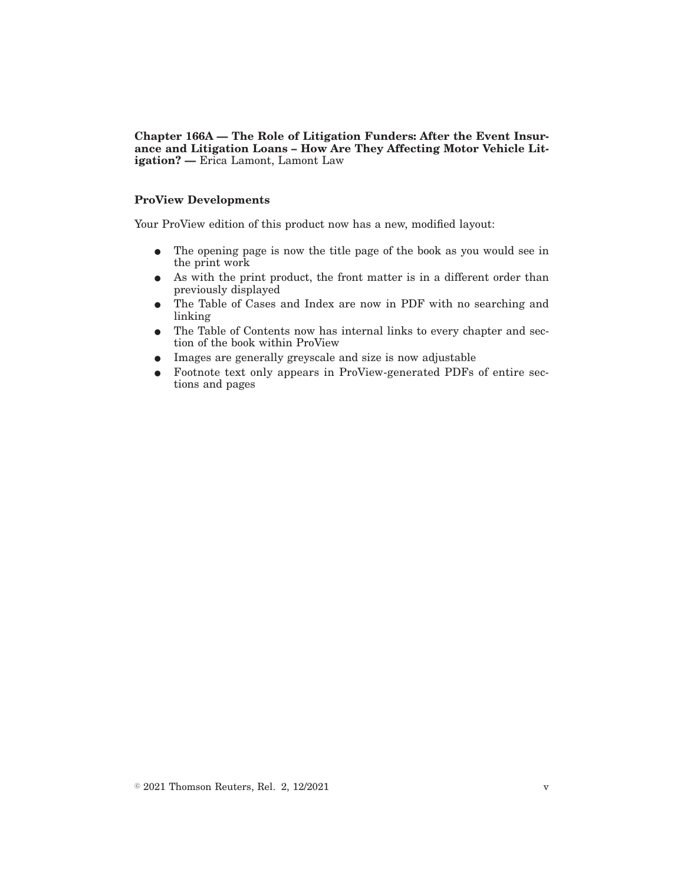**Chapter 166A — The Role of Litigation Funders: After the Event Insurance and Litigation Loans – How Are They Affecting Motor Vehicle Litigation? —** Erica Lamont, Lamont Law

**ProView Developments**

Your ProView edition of this product now has a new, modified layout:

- The opening page is now the title page of the book as you would see in the print work
- As with the print product, the front matter is in a different order than previously displayed
- The Table of Cases and Index are now in PDF with no searching and linking
- The Table of Contents now has internal links to every chapter and section of the book within ProView
- Images are generally greyscale and size is now adjustable
- Footnote text only appears in ProView-generated PDFs of entire sections and pages

© 2021 Thomson Reuters, Rel. 2, 12/2021